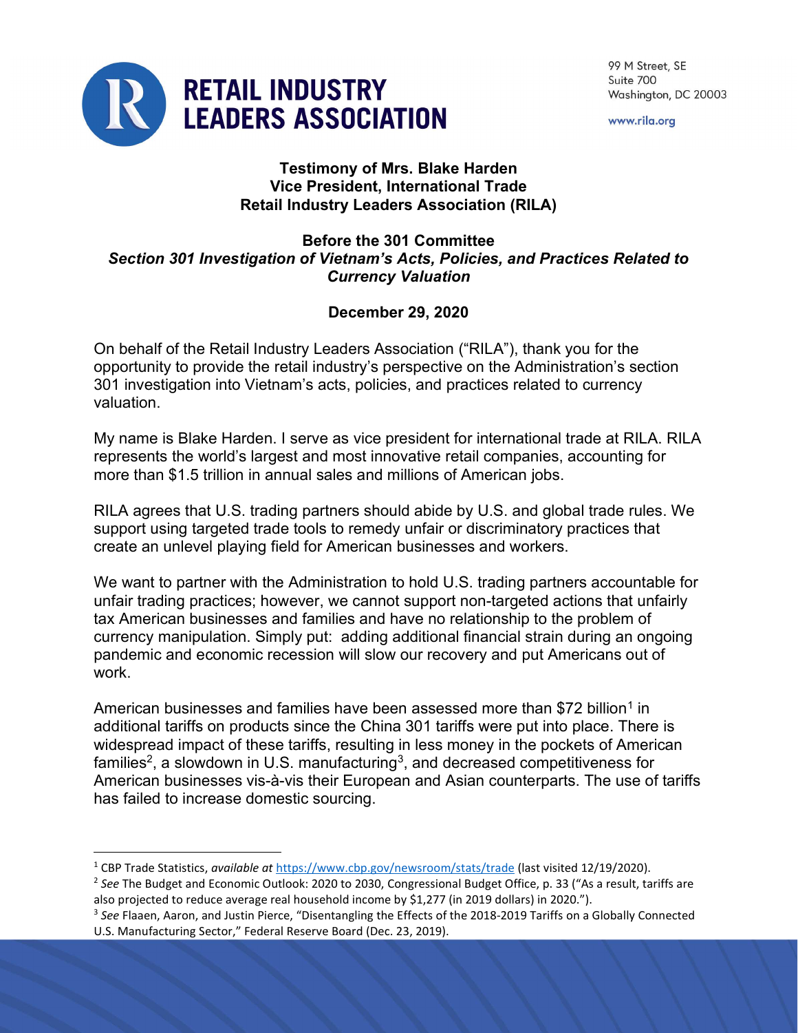# RETAIL INDUSTRY LEADERS ASSOCIATION

99 M Street, SE
Suite 700
Washington, DC 20003

www.rila.org

**Testimony of Mrs. Blake Harden**
**Vice President, International Trade**
**Retail Industry Leaders Association (RILA)**

**Before the 301 Committee**
***Section 301 Investigation of Vietnam's Acts, Policies, and Practices Related to Currency Valuation***

**December 29, 2020**

On behalf of the Retail Industry Leaders Association ("RILA"), thank you for the opportunity to provide the retail industry's perspective on the Administration's section 301 investigation into Vietnam's acts, policies, and practices related to currency valuation.

My name is Blake Harden. I serve as vice president for international trade at RILA. RILA represents the world's largest and most innovative retail companies, accounting for more than $1.5 trillion in annual sales and millions of American jobs.

RILA agrees that U.S. trading partners should abide by U.S. and global trade rules. We support using targeted trade tools to remedy unfair or discriminatory practices that create an unlevel playing field for American businesses and workers.

We want to partner with the Administration to hold U.S. trading partners accountable for unfair trading practices; however, we cannot support non-targeted actions that unfairly tax American businesses and families and have no relationship to the problem of currency manipulation. Simply put: adding additional financial strain during an ongoing pandemic and economic recession will slow our recovery and put Americans out of work.

American businesses and families have been assessed more than $72 billion[1] in additional tariffs on products since the China 301 tariffs were put into place. There is widespread impact of these tariffs, resulting in less money in the pockets of American families[2], a slowdown in U.S. manufacturing[3], and decreased competitiveness for American businesses vis-à-vis their European and Asian counterparts. The use of tariffs has failed to increase domestic sourcing.

---

[1] CBP Trade Statistics, *available at* https://www.cbp.gov/newsroom/stats/trade (last visited 12/19/2020).

[2] *See* The Budget and Economic Outlook: 2020 to 2030, Congressional Budget Office, p. 33 ("As a result, tariffs are also projected to reduce average real household income by $1,277 (in 2019 dollars) in 2020.").

[3] *See* Flaaen, Aaron, and Justin Pierce, "Disentangling the Effects of the 2018-2019 Tariffs on a Globally Connected U.S. Manufacturing Sector," Federal Reserve Board (Dec. 23, 2019).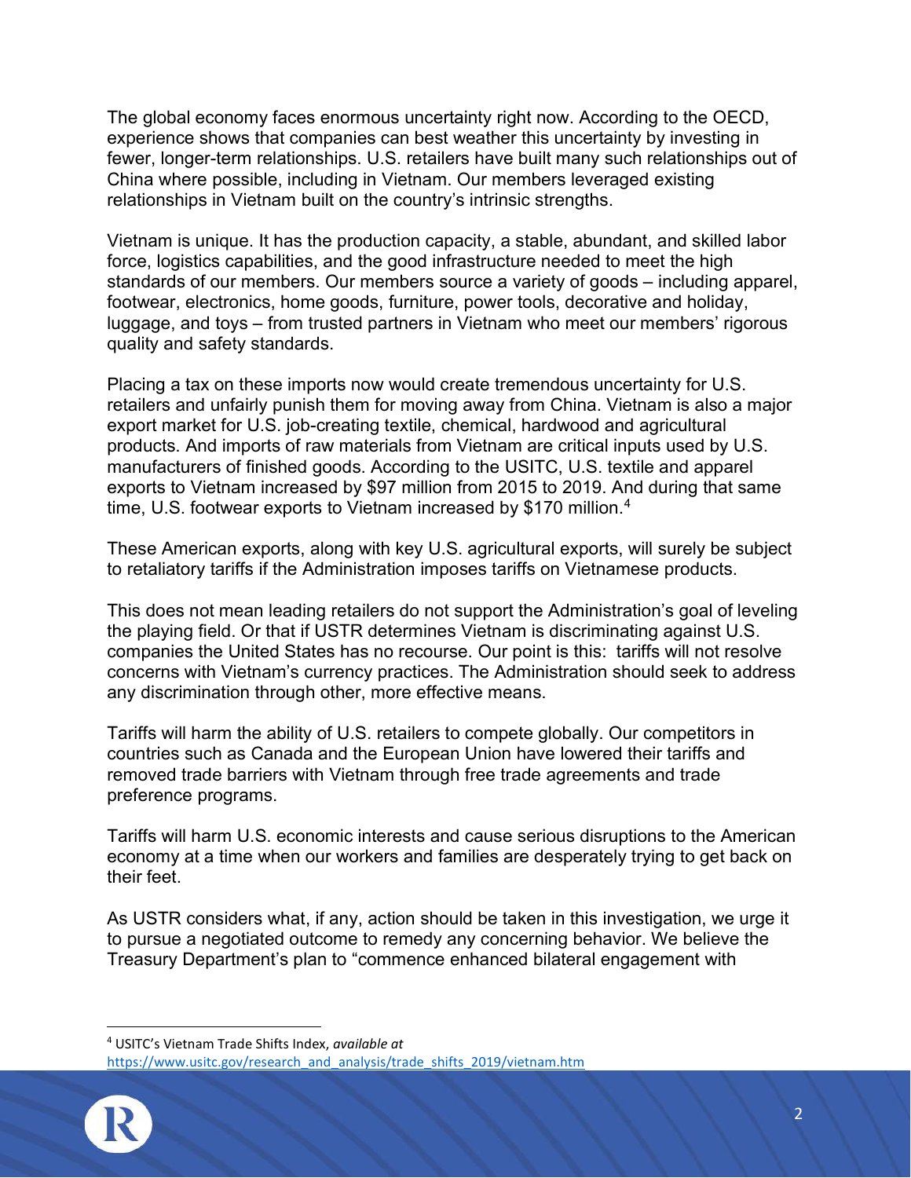The global economy faces enormous uncertainty right now. According to the OECD, experience shows that companies can best weather this uncertainty by investing in fewer, longer-term relationships. U.S. retailers have built many such relationships out of China where possible, including in Vietnam. Our members leveraged existing relationships in Vietnam built on the country's intrinsic strengths.

Vietnam is unique. It has the production capacity, a stable, abundant, and skilled labor force, logistics capabilities, and the good infrastructure needed to meet the high standards of our members. Our members source a variety of goods – including apparel, footwear, electronics, home goods, furniture, power tools, decorative and holiday, luggage, and toys – from trusted partners in Vietnam who meet our members' rigorous quality and safety standards.

Placing a tax on these imports now would create tremendous uncertainty for U.S. retailers and unfairly punish them for moving away from China. Vietnam is also a major export market for U.S. job-creating textile, chemical, hardwood and agricultural products. And imports of raw materials from Vietnam are critical inputs used by U.S. manufacturers of finished goods. According to the USITC, U.S. textile and apparel exports to Vietnam increased by $97 million from 2015 to 2019. And during that same time, U.S. footwear exports to Vietnam increased by $170 million.[4]

These American exports, along with key U.S. agricultural exports, will surely be subject to retaliatory tariffs if the Administration imposes tariffs on Vietnamese products.

This does not mean leading retailers do not support the Administration's goal of leveling the playing field. Or that if USTR determines Vietnam is discriminating against U.S. companies the United States has no recourse. Our point is this: tariffs will not resolve concerns with Vietnam's currency practices. The Administration should seek to address any discrimination through other, more effective means.

Tariffs will harm the ability of U.S. retailers to compete globally. Our competitors in countries such as Canada and the European Union have lowered their tariffs and removed trade barriers with Vietnam through free trade agreements and trade preference programs.

Tariffs will harm U.S. economic interests and cause serious disruptions to the American economy at a time when our workers and families are desperately trying to get back on their feet.

As USTR considers what, if any, action should be taken in this investigation, we urge it to pursue a negotiated outcome to remedy any concerning behavior. We believe the Treasury Department's plan to "commence enhanced bilateral engagement with

---

[4] USITC's Vietnam Trade Shifts Index, *available at* https://www.usitc.gov/research_and_analysis/trade_shifts_2019/vietnam.htm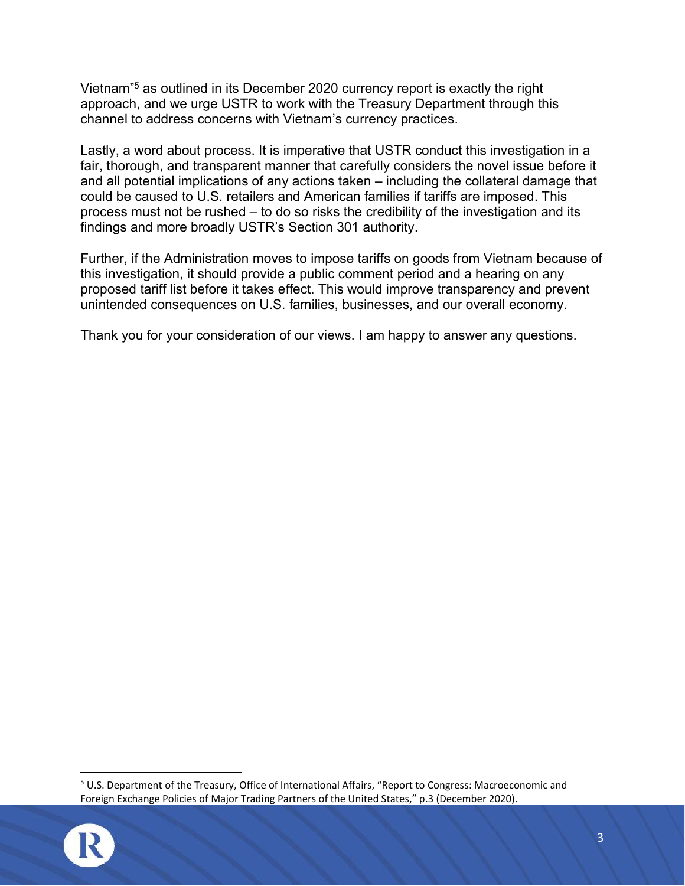Vietnam"[5] as outlined in its December 2020 currency report is exactly the right approach, and we urge USTR to work with the Treasury Department through this channel to address concerns with Vietnam's currency practices.

Lastly, a word about process. It is imperative that USTR conduct this investigation in a fair, thorough, and transparent manner that carefully considers the novel issue before it and all potential implications of any actions taken – including the collateral damage that could be caused to U.S. retailers and American families if tariffs are imposed. This process must not be rushed – to do so risks the credibility of the investigation and its findings and more broadly USTR's Section 301 authority.

Further, if the Administration moves to impose tariffs on goods from Vietnam because of this investigation, it should provide a public comment period and a hearing on any proposed tariff list before it takes effect. This would improve transparency and prevent unintended consequences on U.S. families, businesses, and our overall economy.

Thank you for your consideration of our views. I am happy to answer any questions.

---

[5] U.S. Department of the Treasury, Office of International Affairs, "Report to Congress: Macroeconomic and Foreign Exchange Policies of Major Trading Partners of the United States," p.3 (December 2020).